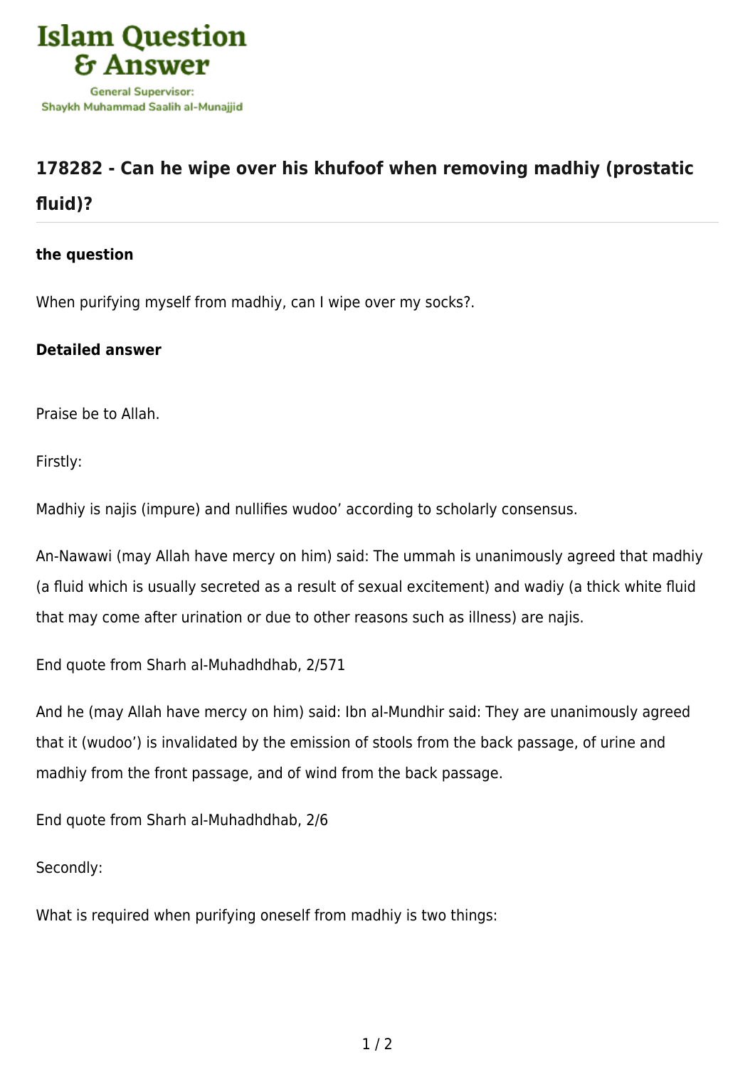# 178282 - Can he wipe over his khufoof when removing madhiy (prostatic fluid)?

### the question

When purifying myself from madhiy, can I wipe over my socks?.

### Detailed answer

Praise be to Allah.

Firstly:

Madhiy is najis (impure) and nullifies wudoo’ according to scholarly consensus.

An-Nawawi (may Allah have mercy on him) said: The ummah is unanimously agreed that madhiy (a fluid which is usually secreted as a result of sexual excitement) and wadiy (a thick white fluid that may come after urination or due to other reasons such as illness) are najis.

End quote from Sharh al-Muhadhdhab, 2/571

And he (may Allah have mercy on him) said: Ibn al-Mundhir said: They are unanimously agreed that it (wudoo’) is invalidated by the emission of stools from the back passage, of urine and madhiy from the front passage, and of wind from the back passage.

End quote from Sharh al-Muhadhdhab, 2/6

Secondly:

What is required when purifying oneself from madhiy is two things: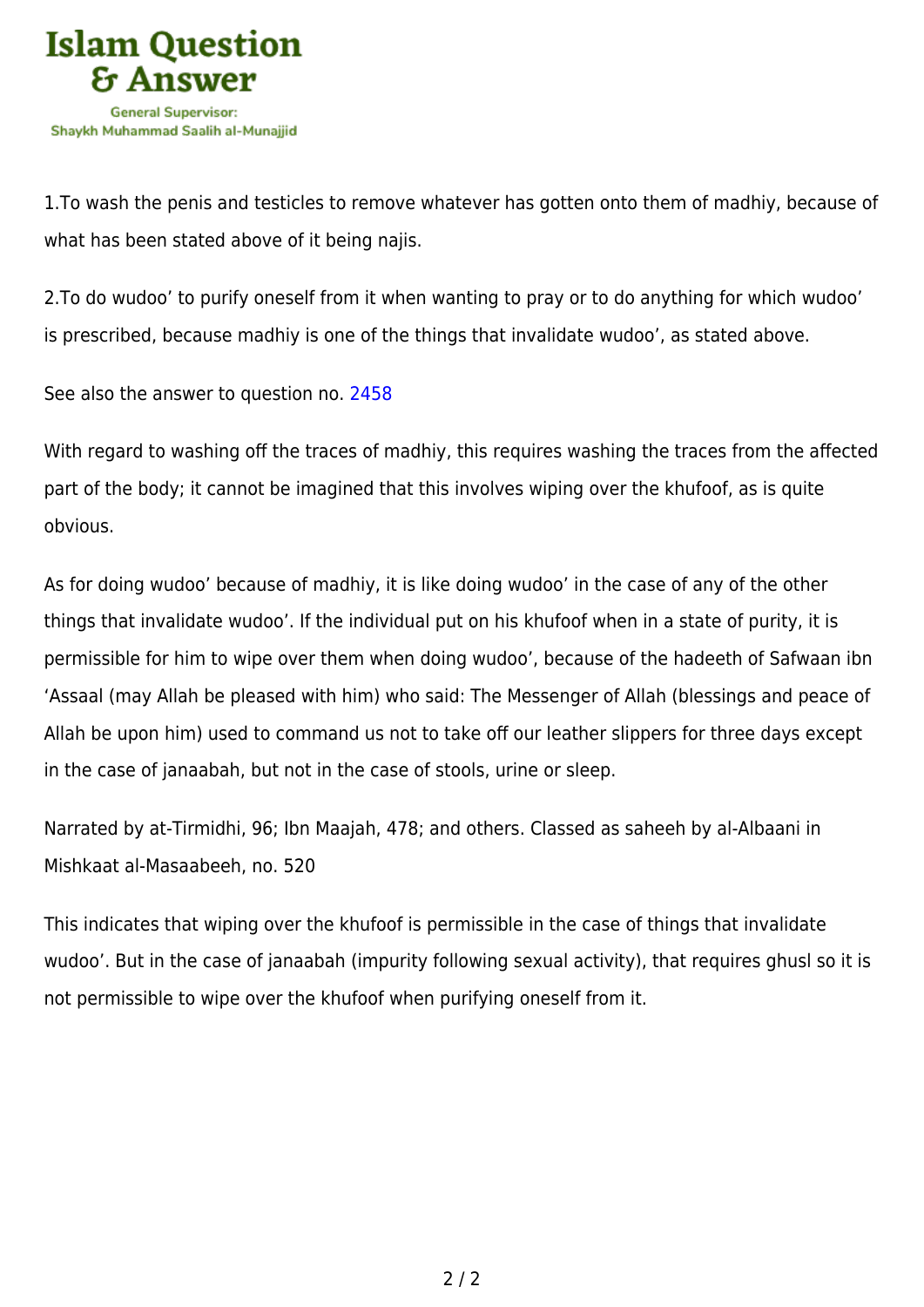1.To wash the penis and testicles to remove whatever has gotten onto them of madhiy, because of what has been stated above of it being najis.

2.To do wudoo' to purify oneself from it when wanting to pray or to do anything for which wudoo' is prescribed, because madhiy is one of the things that invalidate wudoo', as stated above.

See also the answer to question no. 2458

With regard to washing off the traces of madhiy, this requires washing the traces from the affected part of the body; it cannot be imagined that this involves wiping over the khufoof, as is quite obvious.

As for doing wudoo' because of madhiy, it is like doing wudoo' in the case of any of the other things that invalidate wudoo'. If the individual put on his khufoof when in a state of purity, it is permissible for him to wipe over them when doing wudoo', because of the hadeeth of Safwaan ibn 'Assaal (may Allah be pleased with him) who said: The Messenger of Allah (blessings and peace of Allah be upon him) used to command us not to take off our leather slippers for three days except in the case of janaabah, but not in the case of stools, urine or sleep.

Narrated by at-Tirmidhi, 96; Ibn Maajah, 478; and others. Classed as saheeh by al-Albaani in Mishkaat al-Masaabeeh, no. 520

This indicates that wiping over the khufoof is permissible in the case of things that invalidate wudoo'. But in the case of janaabah (impurity following sexual activity), that requires ghusl so it is not permissible to wipe over the khufoof when purifying oneself from it.